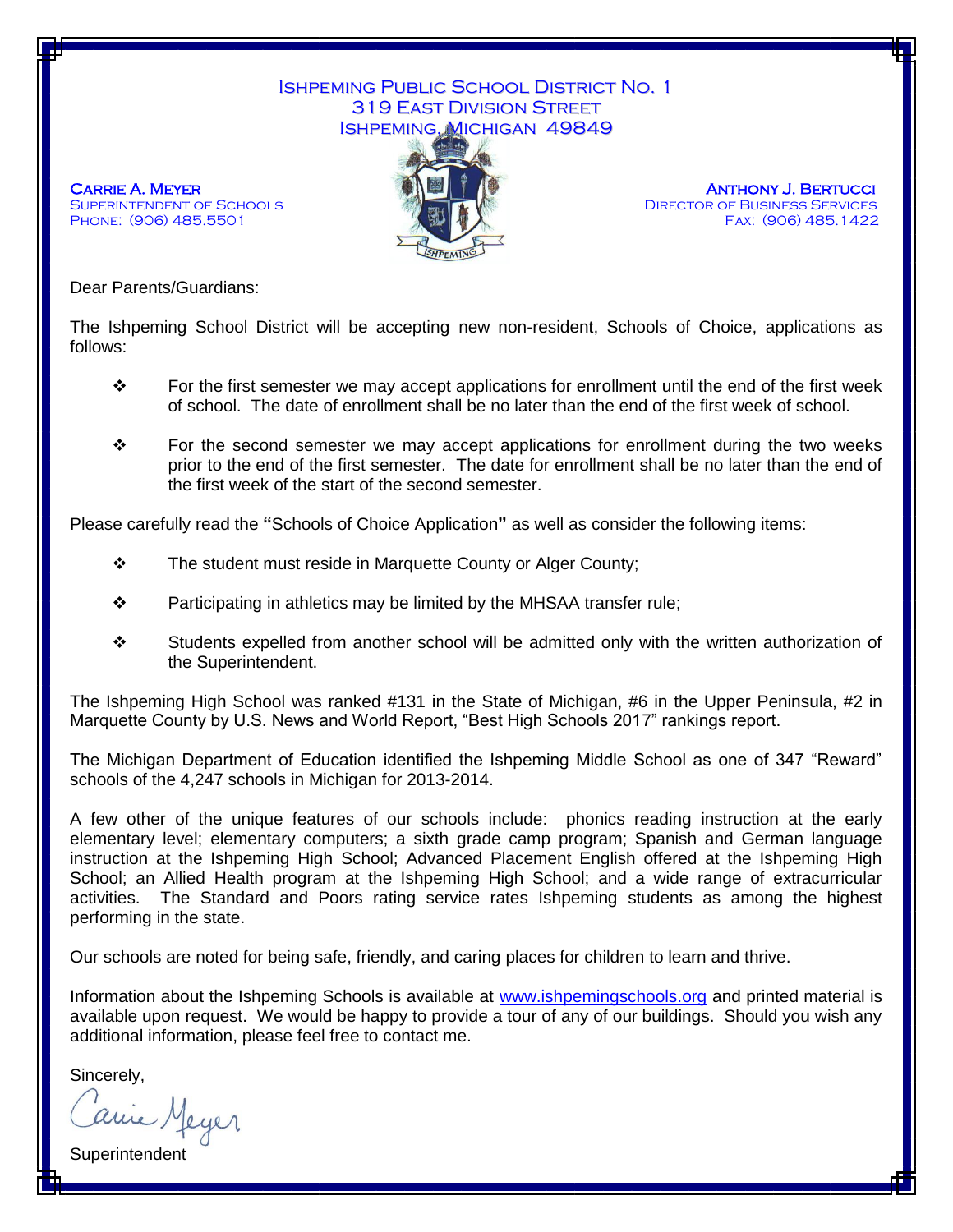# Ishpeming Public School District No. 1
319 East Division Street
Ishpeming, Michigan 49849

**Carrie A. Meyer**
Superintendent of Schools
Phone: (906) 485.5501

**Anthony J. Bertucci**
Director of Business Services
Fax: (906) 485.1422

Dear Parents/Guardians:

The Ishpeming School District will be accepting new non-resident, Schools of Choice, applications as follows:

- For the first semester we may accept applications for enrollment until the end of the first week of school. The date of enrollment shall be no later than the end of the first week of school.
- For the second semester we may accept applications for enrollment during the two weeks prior to the end of the first semester. The date for enrollment shall be no later than the end of the first week of the start of the second semester.

Please carefully read the **"**Schools of Choice Application**"** as well as consider the following items:

- The student must reside in Marquette County or Alger County;
- Participating in athletics may be limited by the MHSAA transfer rule;
- Students expelled from another school will be admitted only with the written authorization of the Superintendent.

The Ishpeming High School was ranked #131 in the State of Michigan, #6 in the Upper Peninsula, #2 in Marquette County by U.S. News and World Report, "Best High Schools 2017" rankings report.

The Michigan Department of Education identified the Ishpeming Middle School as one of 347 "Reward" schools of the 4,247 schools in Michigan for 2013-2014.

A few other of the unique features of our schools include: phonics reading instruction at the early elementary level; elementary computers; a sixth grade camp program; Spanish and German language instruction at the Ishpeming High School; Advanced Placement English offered at the Ishpeming High School; an Allied Health program at the Ishpeming High School; and a wide range of extracurricular activities. The Standard and Poors rating service rates Ishpeming students as among the highest performing in the state.

Our schools are noted for being safe, friendly, and caring places for children to learn and thrive.

Information about the Ishpeming Schools is available at www.ishpemingschools.org and printed material is available upon request. We would be happy to provide a tour of any of our buildings. Should you wish any additional information, please feel free to contact me.

Sincerely,

Carrie Meyer

Superintendent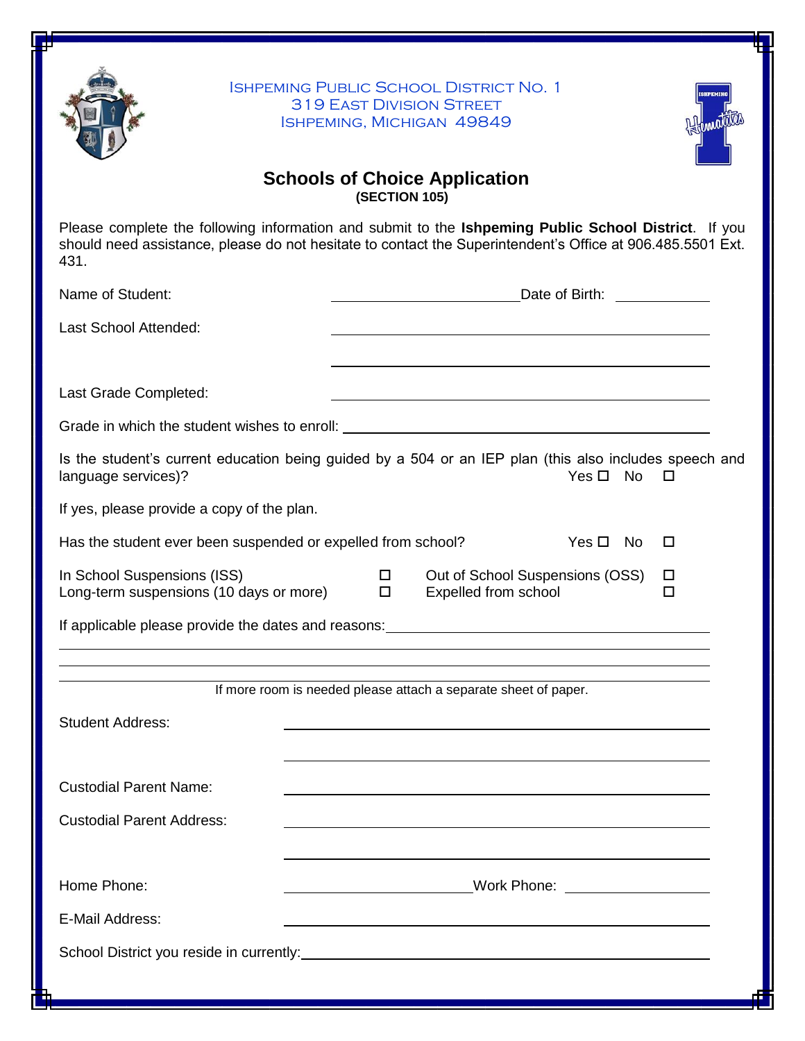Ishpeming Public School District No. 1
319 East Division Street
Ishpeming, Michigan 49849

# Schools of Choice Application

**(SECTION 105)**

Please complete the following information and submit to the **Ishpeming Public School District**. If you should need assistance, please do not hesitate to contact the Superintendent's Office at 906.485.5501 Ext. 431.

Name of Student: ______________________ Date of Birth: __________

Last School Attended: ______________________________________________

______________________________________________

Last Grade Completed: ______________________________________________

Grade in which the student wishes to enroll: ______________________________________________

Is the student's current education being guided by a 504 or an IEP plan (this also includes speech and language services)? Yes ☐ No ☐

If yes, please provide a copy of the plan.

Has the student ever been suspended or expelled from school? Yes ☐ No ☐

In School Suspensions (ISS) ☐ Out of School Suspensions (OSS) ☐
Long-term suspensions (10 days or more) ☐ Expelled from school ☐

If applicable please provide the dates and reasons: ______________________________________________

______________________________________________

______________________________________________

______________________________________________

If more room is needed please attach a separate sheet of paper.

Student Address: ______________________________________________

______________________________________________

Custodial Parent Name: ______________________________________________

Custodial Parent Address: ______________________________________________

______________________________________________

Home Phone: ______________________ Work Phone: __________________

E-Mail Address: ______________________________________________

School District you reside in currently: ______________________________________________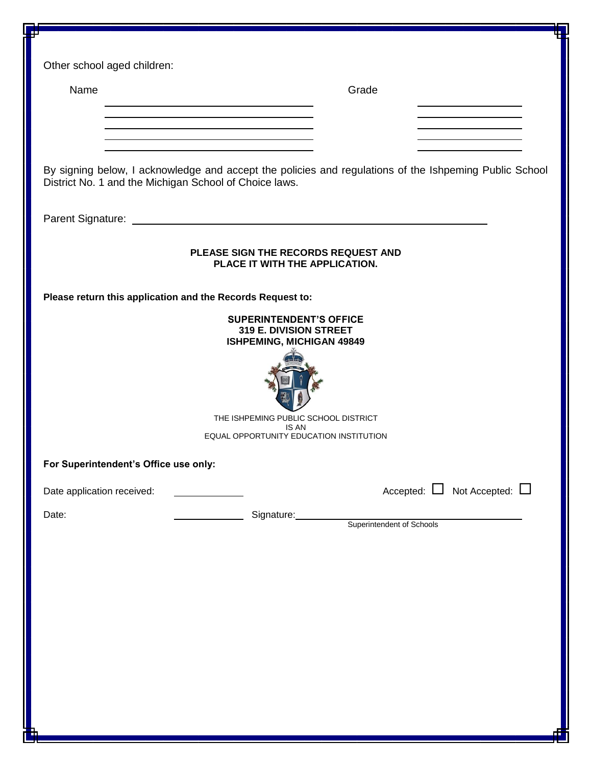Other school aged children:

| Name | Grade |
|---|---|
| | |
| | |
| | |
| | |
| | |

By signing below, I acknowledge and accept the policies and regulations of the Ishpeming Public School District No. 1 and the Michigan School of Choice laws.

Parent Signature: ______________________________________________

**PLEASE SIGN THE RECORDS REQUEST AND PLACE IT WITH THE APPLICATION.**

**Please return this application and the Records Request to:**

**SUPERINTENDENT'S OFFICE**
**319 E. DIVISION STREET**
**ISHPEMING, MICHIGAN 49849**

THE ISHPEMING PUBLIC SCHOOL DISTRICT
IS AN
EQUAL OPPORTUNITY EDUCATION INSTITUTION

**For Superintendent's Office use only:**

Date application received: __________ Accepted: ☐ Not Accepted: ☐

Date: __________ Signature: ______________________________
Superintendent of Schools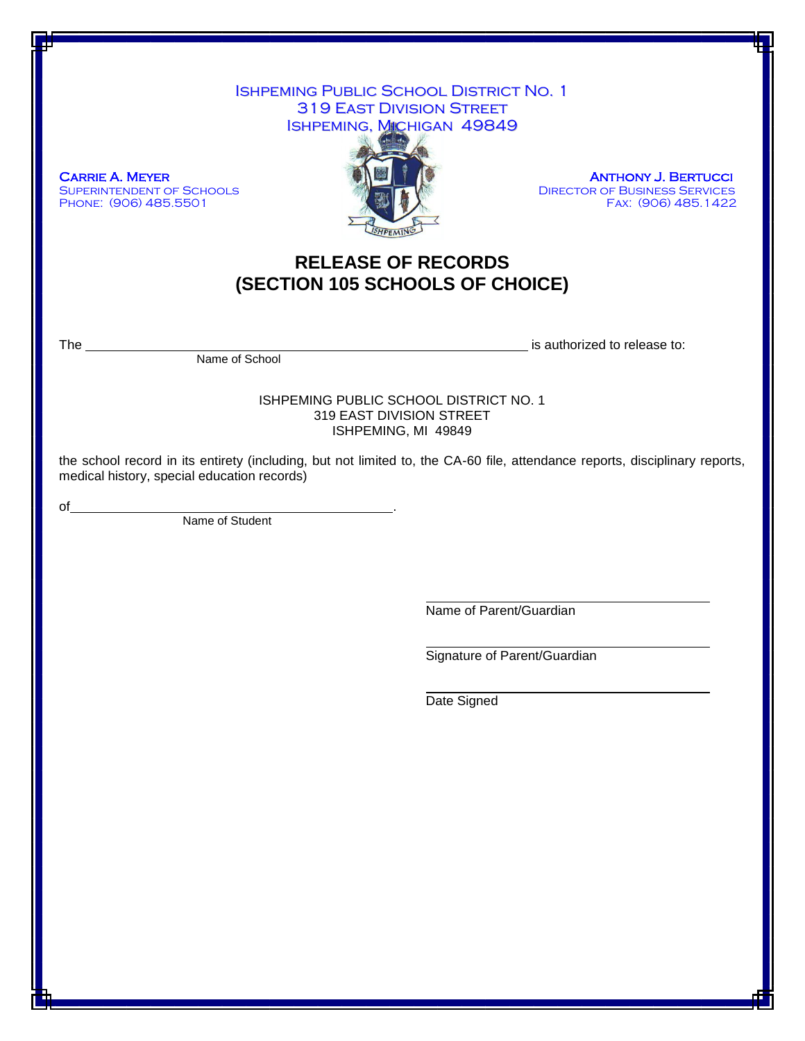Ishpeming Public School District No. 1
319 East Division Street
Ishpeming, Michigan 49849

Carrie A. Meyer
Superintendent of Schools
Phone: (906) 485.5501

Anthony J. Bertucci
Director of Business Services
Fax: (906) 485.1422

# RELEASE OF RECORDS
# (SECTION 105 SCHOOLS OF CHOICE)

The ______________________________________________ is authorized to release to:
Name of School

ISHPEMING PUBLIC SCHOOL DISTRICT NO. 1
319 EAST DIVISION STREET
ISHPEMING, MI 49849

the school record in its entirety (including, but not limited to, the CA-60 file, attendance reports, disciplinary reports, medical history, special education records)

of__________________________________.
Name of Student

______________________________
Name of Parent/Guardian

______________________________
Signature of Parent/Guardian

______________________________
Date Signed